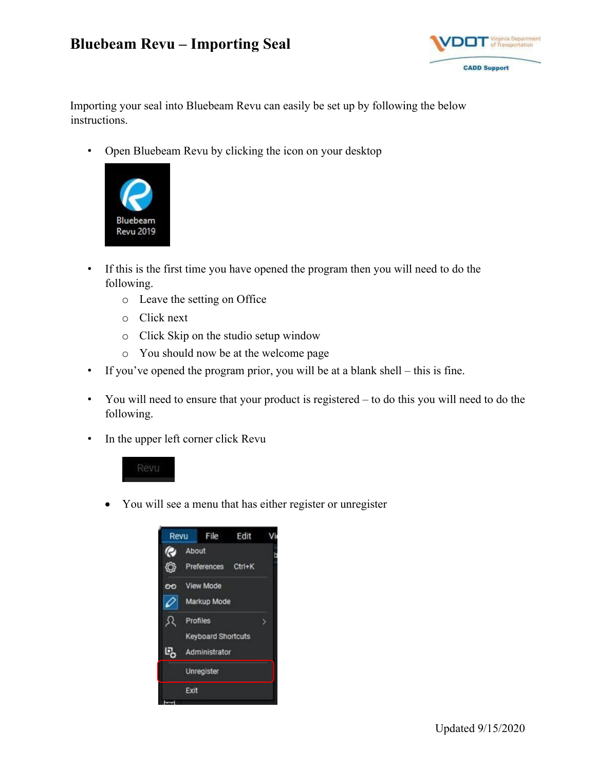# Bluebeam Revu – Importing Seal

VDOT Virginia Department of Transportation
CADD Support

Importing your seal into Bluebeam Revu can easily be set up by following the below instructions.

- Open Bluebeam Revu by clicking the icon on your desktop

- If this is the first time you have opened the program then you will need to do the following.
  - Leave the setting on Office
  - Click next
  - Click Skip on the studio setup window
  - You should now be at the welcome page
- If you've opened the program prior, you will be at a blank shell – this is fine.

- You will need to ensure that your product is registered – to do this you will need to do the following.

- In the upper left corner click Revu

  - You will see a menu that has either register or unregister

Updated 9/15/2020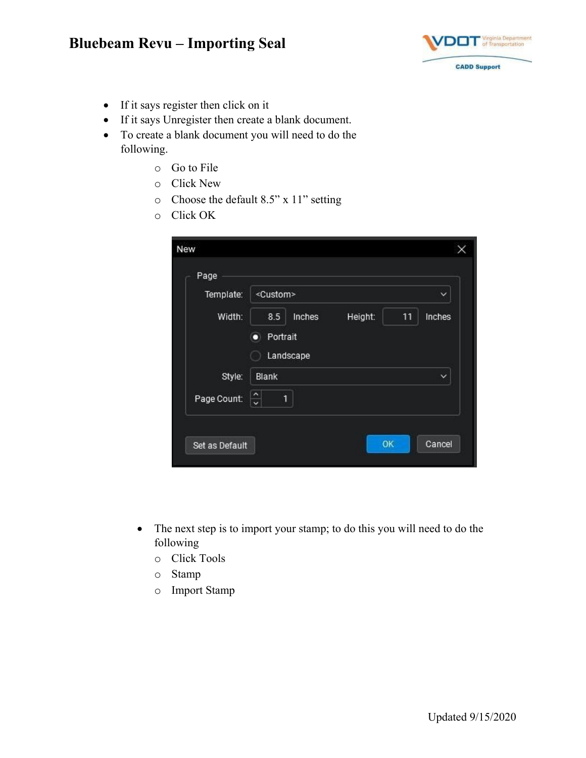- If it says register then click on it
- If it says Unregister then create a blank document.
- To create a blank document you will need to do the following.
    - Go to File
    - Click New
    - Choose the default 8.5” x 11” setting
    - Click OK

- The next step is to import your stamp; to do this you will need to do the following
    - Click Tools
    - Stamp
    - Import Stamp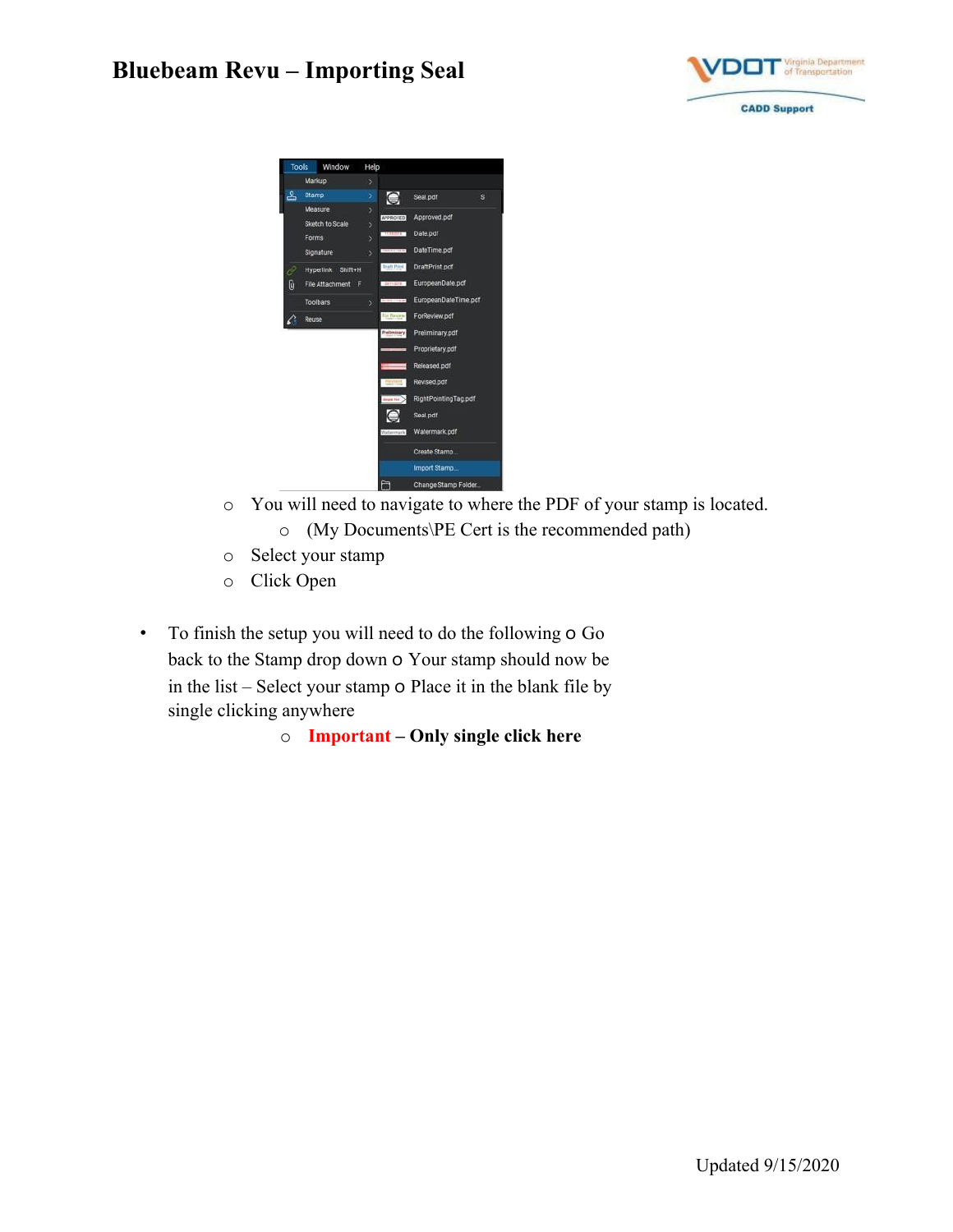# Bluebeam Revu – Importing Seal

- You will need to navigate to where the PDF of your stamp is located.
    - (My Documents\PE Cert is the recommended path)
- Select your stamp
- Click Open

- To finish the setup you will need to do the following o Go back to the Stamp drop down o Your stamp should now be in the list – Select your stamp o Place it in the blank file by single clicking anywhere
    - **Important – Only single click here**

Updated 9/15/2020